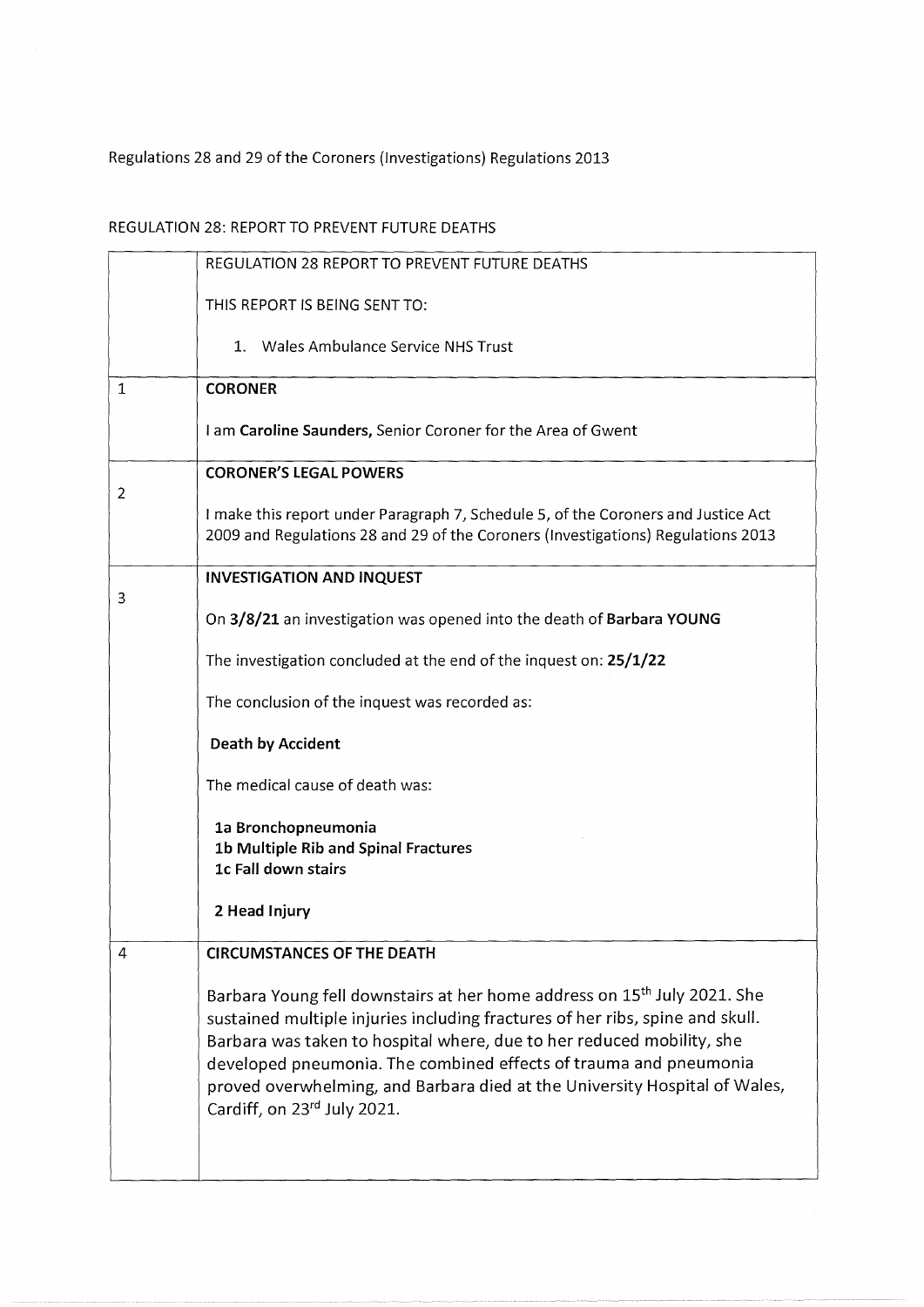Regulations 28 and 29 of the Coroners (Investigations) Regulations 2013

REGULATION 28: REPORT TO PREVENT FUTURE DEATHS

| | |
|---|---|
| | REGULATION 28 REPORT TO PREVENT FUTURE DEATHS<br><br>THIS REPORT IS BEING SENT TO:<br><br>1. Wales Ambulance Service NHS Trust |
| 1 | **CORONER**<br><br>I am **Caroline Saunders,** Senior Coroner for the Area of Gwent |
| 2 | **CORONER'S LEGAL POWERS**<br><br>I make this report under Paragraph 7, Schedule 5, of the Coroners and Justice Act 2009 and Regulations 28 and 29 of the Coroners (Investigations) Regulations 2013 |
| 3 | **INVESTIGATION AND INQUEST**<br><br>On **3/8/21** an investigation was opened into the death of **Barbara YOUNG**<br><br>The investigation concluded at the end of the inquest on: **25/1/22**<br><br>The conclusion of the inquest was recorded as:<br><br>**Death by Accident**<br><br>The medical cause of death was:<br><br>**1a Bronchopneumonia**<br>**1b Multiple Rib and Spinal Fractures**<br>**1c Fall down stairs**<br><br>**2 Head Injury** |
| 4 | **CIRCUMSTANCES OF THE DEATH**<br><br>Barbara Young fell downstairs at her home address on 15th July 2021. She sustained multiple injuries including fractures of her ribs, spine and skull. Barbara was taken to hospital where, due to her reduced mobility, she developed pneumonia. The combined effects of trauma and pneumonia proved overwhelming, and Barbara died at the University Hospital of Wales, Cardiff, on 23rd July 2021. |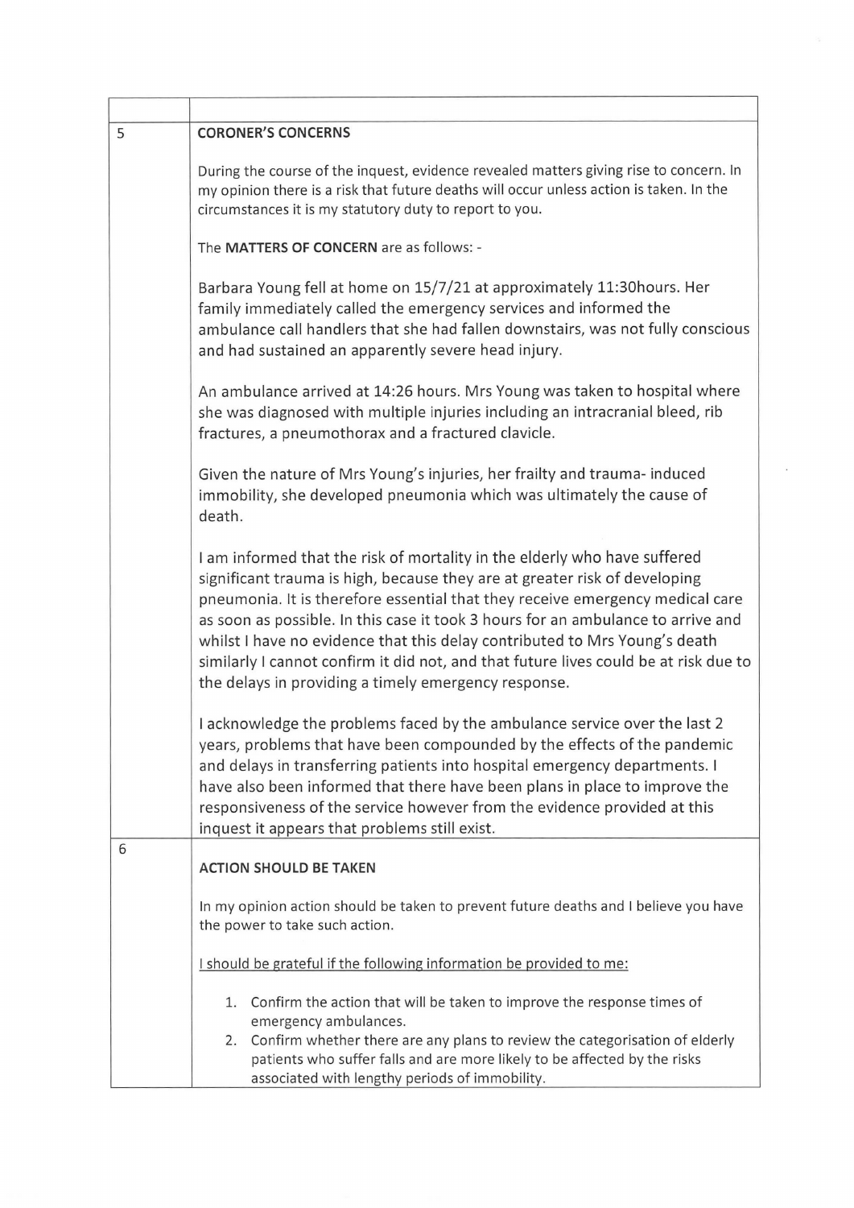| | |
|---|---|
| 5 | **CORONER'S CONCERNS**<br><br>During the course of the inquest, evidence revealed matters giving rise to concern. In my opinion there is a risk that future deaths will occur unless action is taken. In the circumstances it is my statutory duty to report to you.<br><br>The **MATTERS OF CONCERN** are as follows: -<br><br>Barbara Young fell at home on 15/7/21 at approximately 11:30hours. Her family immediately called the emergency services and informed the ambulance call handlers that she had fallen downstairs, was not fully conscious and had sustained an apparently severe head injury.<br><br>An ambulance arrived at 14:26 hours. Mrs Young was taken to hospital where she was diagnosed with multiple injuries including an intracranial bleed, rib fractures, a pneumothorax and a fractured clavicle.<br><br>Given the nature of Mrs Young's injuries, her frailty and trauma- induced immobility, she developed pneumonia which was ultimately the cause of death.<br><br>I am informed that the risk of mortality in the elderly who have suffered significant trauma is high, because they are at greater risk of developing pneumonia. It is therefore essential that they receive emergency medical care as soon as possible. In this case it took 3 hours for an ambulance to arrive and whilst I have no evidence that this delay contributed to Mrs Young's death similarly I cannot confirm it did not, and that future lives could be at risk due to the delays in providing a timely emergency response.<br><br>I acknowledge the problems faced by the ambulance service over the last 2 years, problems that have been compounded by the effects of the pandemic and delays in transferring patients into hospital emergency departments. I have also been informed that there have been plans in place to improve the responsiveness of the service however from the evidence provided at this inquest it appears that problems still exist. |
| 6 | **ACTION SHOULD BE TAKEN**<br><br>In my opinion action should be taken to prevent future deaths and I believe you have the power to take such action.<br><br><u>I should be grateful if the following information be provided to me:</u><br><br>1. Confirm the action that will be taken to improve the response times of emergency ambulances.<br>2. Confirm whether there are any plans to review the categorisation of elderly patients who suffer falls and are more likely to be affected by the risks associated with lengthy periods of immobility. |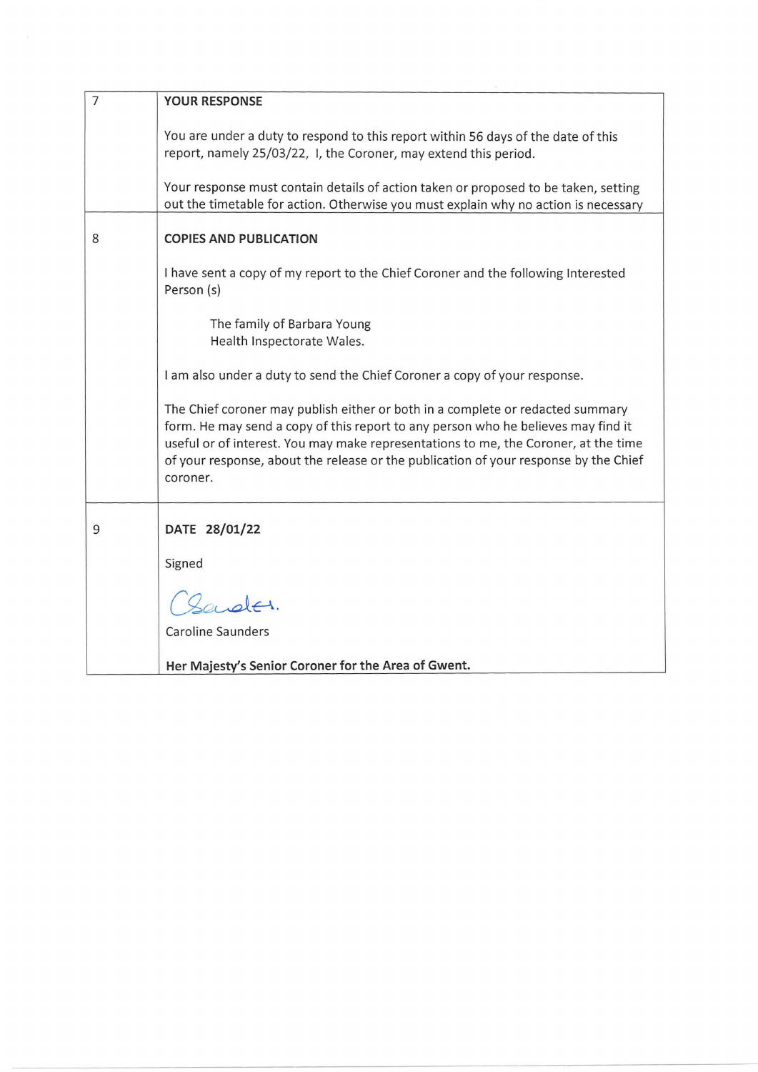| | |
|---|---|
| 7 | **YOUR RESPONSE**<br><br>You are under a duty to respond to this report within 56 days of the date of this report, namely 25/03/22, I, the Coroner, may extend this period.<br><br>Your response must contain details of action taken or proposed to be taken, setting out the timetable for action. Otherwise you must explain why no action is necessary |
| 8 | **COPIES AND PUBLICATION**<br><br>I have sent a copy of my report to the Chief Coroner and the following Interested Person (s)<br><br>The family of Barbara Young<br>Health Inspectorate Wales.<br><br>I am also under a duty to send the Chief Coroner a copy of your response.<br><br>The Chief coroner may publish either or both in a complete or redacted summary form. He may send a copy of this report to any person who he believes may find it useful or of interest. You may make representations to me, the Coroner, at the time of your response, about the release or the publication of your response by the Chief coroner. |
| 9 | **DATE 28/01/22**<br><br>Signed<br><br>CSaunders.<br><br>Caroline Saunders<br><br>**Her Majesty's Senior Coroner for the Area of Gwent.** |